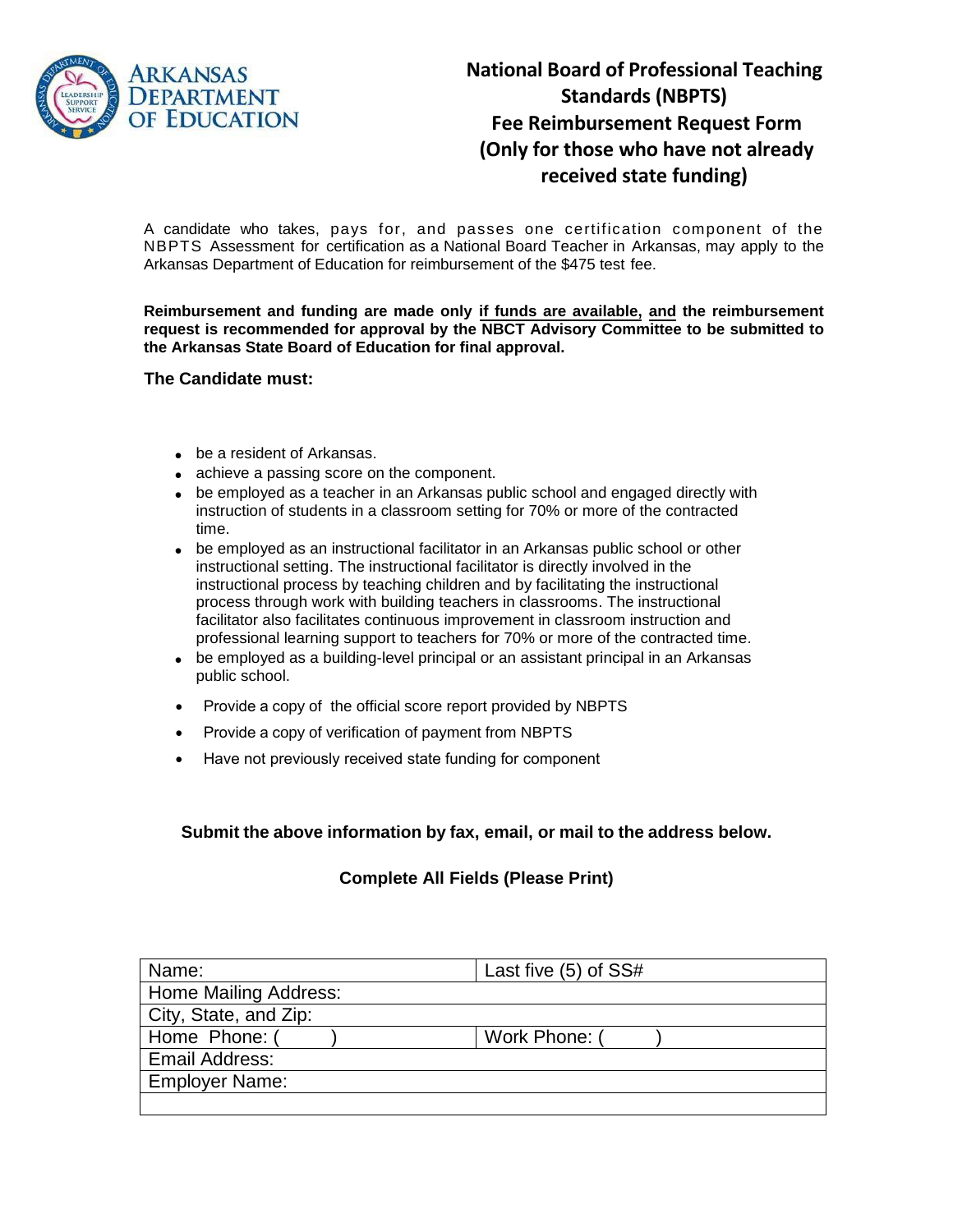# National Board of Professional Teaching Standards (NBPTS) Fee Reimbursement Request Form (Only for those who have not already received state funding)

A candidate who takes, pays for, and passes one certification component of the NBPTS Assessment for certification as a National Board Teacher in Arkansas, may apply to the Arkansas Department of Education for reimbursement of the $475 test fee.

**Reimbursement and funding are made only if funds are available, and the reimbursement request is recommended for approval by the NBCT Advisory Committee to be submitted to the Arkansas State Board of Education for final approval.**

**The Candidate must:**

- be a resident of Arkansas.
- achieve a passing score on the component.
- be employed as a teacher in an Arkansas public school and engaged directly with instruction of students in a classroom setting for 70% or more of the contracted time.
- be employed as an instructional facilitator in an Arkansas public school or other instructional setting. The instructional facilitator is directly involved in the instructional process by teaching children and by facilitating the instructional process through work with building teachers in classrooms. The instructional facilitator also facilitates continuous improvement in classroom instruction and professional learning support to teachers for 70% or more of the contracted time.
- be employed as a building-level principal or an assistant principal in an Arkansas public school.
- Provide a copy of the official score report provided by NBPTS
- Provide a copy of verification of payment from NBPTS
- Have not previously received state funding for component

**Submit the above information by fax, email, or mail to the address below.**

**Complete All Fields (Please Print)**

| Name: | Last five (5) of SS# |
|---|---|
| Home Mailing Address: | |
| City, State, and Zip: | |
| Home Phone: ( ) | Work Phone: ( ) |
| Email Address: | |
| Employer Name: | |
| | |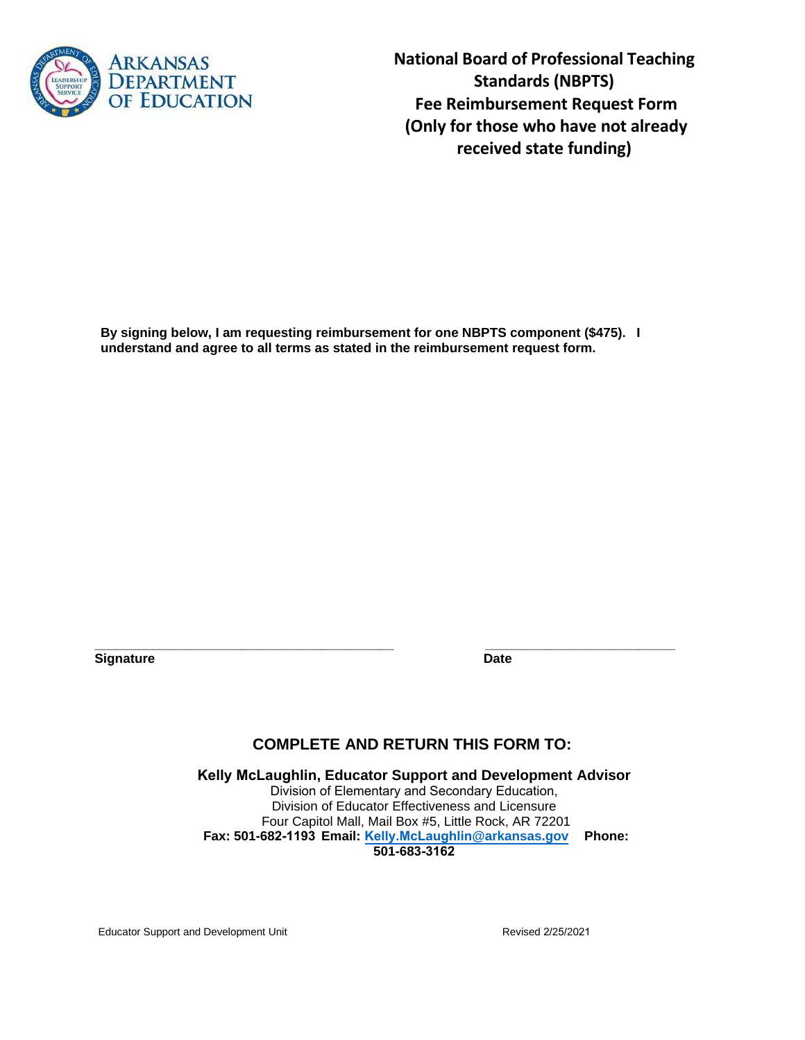ARKANSAS DEPARTMENT OF EDUCATION

# National Board of Professional Teaching Standards (NBPTS) Fee Reimbursement Request Form (Only for those who have not already received state funding)

**By signing below, I am requesting reimbursement for one NBPTS component ($475). I understand and agree to all terms as stated in the reimbursement request form.**

\_\_\_\_\_\_\_\_\_\_\_\_\_\_\_\_\_\_\_\_\_\_\_\_\_\_\_\_\_\_\_\_\_\_\_\_\_\_\_\_ \_\_\_\_\_\_\_\_\_\_\_\_\_\_\_\_\_\_\_\_\_\_\_\_\_\_

**Signature** **Date**

## COMPLETE AND RETURN THIS FORM TO:

**Kelly McLaughlin, Educator Support and Development Advisor**
Division of Elementary and Secondary Education,
Division of Educator Effectiveness and Licensure
Four Capitol Mall, Mail Box #5, Little Rock, AR 72201
**Fax: 501-682-1193 Email: Kelly.McLaughlin@arkansas.gov Phone: 501-683-3162**

Educator Support and Development Unit Revised 2/25/2021